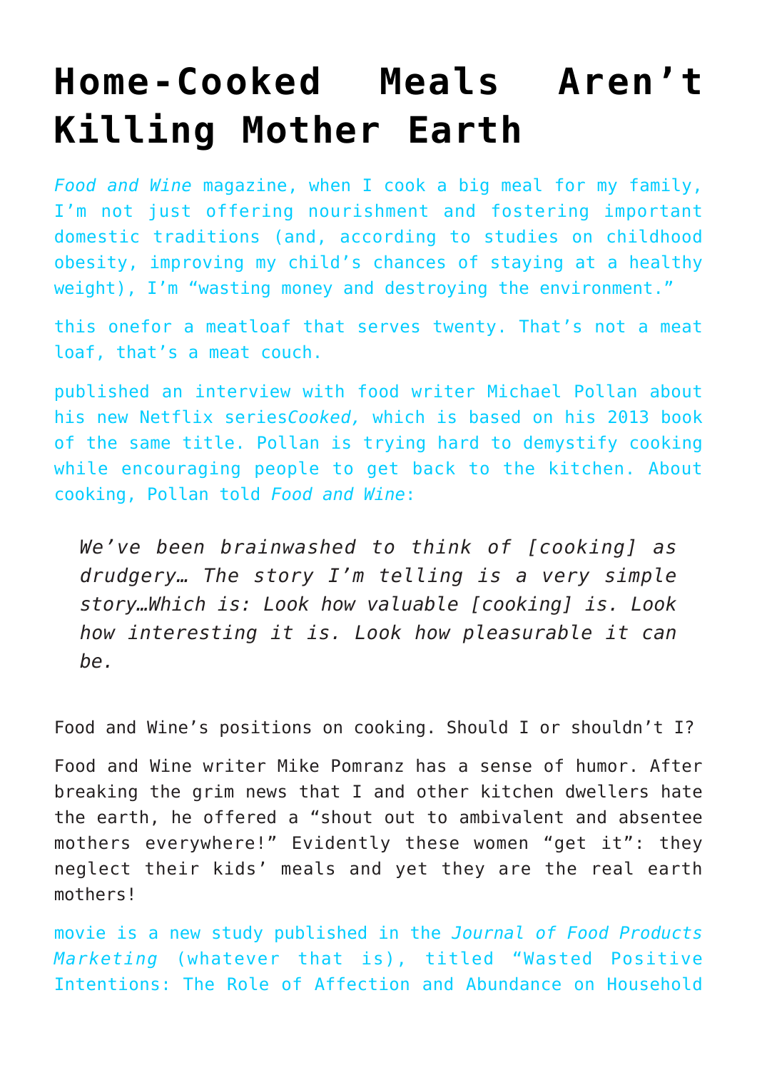# Home-Cooked Meals Aren't Killing Mother Earth

*Food and Wine* magazine, when I cook a big meal for my family, I'm not just offering nourishment and fostering important domestic traditions (and, according to studies on childhood obesity, improving my child's chances of staying at a healthy weight), I'm "wasting money and destroying the environment."

this onefor a meatloaf that serves twenty. That's not a meat loaf, that's a meat couch.

published an interview with food writer Michael Pollan about his new Netflix series*Cooked,* which is based on his 2013 book of the same title. Pollan is trying hard to demystify cooking while encouraging people to get back to the kitchen. About cooking, Pollan told *Food and Wine*:

> *We've been brainwashed to think of [cooking] as drudgery… The story I'm telling is a very simple story…Which is: Look how valuable [cooking] is. Look how interesting it is. Look how pleasurable it can be.*

Food and Wine's positions on cooking. Should I or shouldn't I?

Food and Wine writer Mike Pomranz has a sense of humor. After breaking the grim news that I and other kitchen dwellers hate the earth, he offered a "shout out to ambivalent and absentee mothers everywhere!" Evidently these women "get it": they neglect their kids' meals and yet they are the real earth mothers!

movie is a new study published in the *Journal of Food Products Marketing* (whatever that is), titled "Wasted Positive Intentions: The Role of Affection and Abundance on Household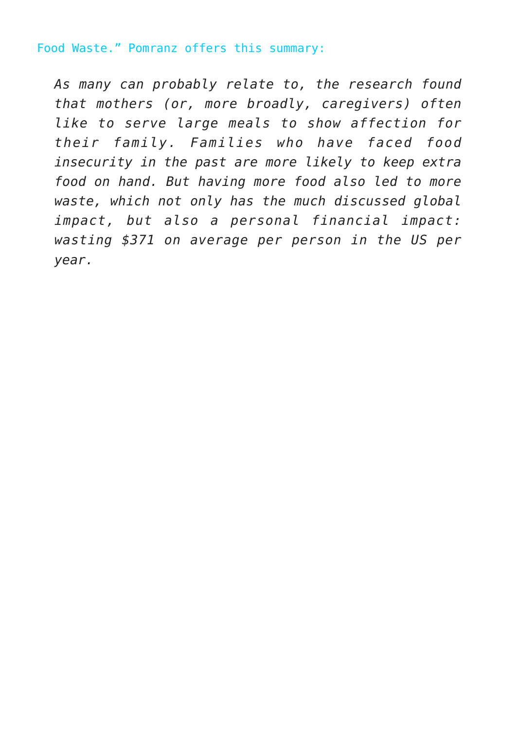Food Waste." Pomranz offers this summary:

> *As many can probably relate to, the research found that mothers (or, more broadly, caregivers) often like to serve large meals to show affection for their family. Families who have faced food insecurity in the past are more likely to keep extra food on hand. But having more food also led to more waste, which not only has the much discussed global impact, but also a personal financial impact: wasting $371 on average per person in the US per year.*